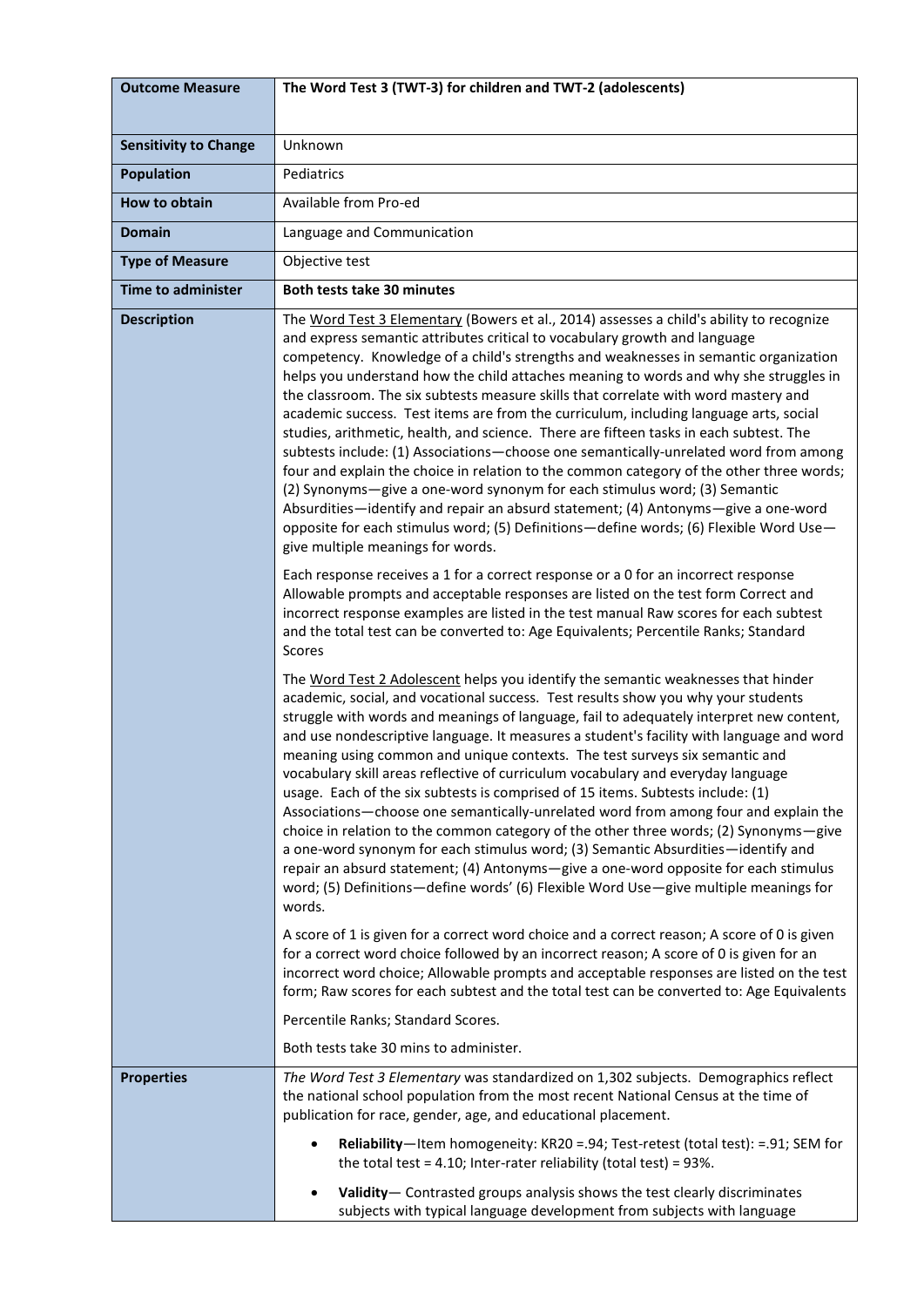| **Outcome Measure** | **The Word Test 3 (TWT-3) for children and TWT-2 (adolescents)** |
|---|---|
| **Sensitivity to Change** | Unknown |
| **Population** | Pediatrics |
| **How to obtain** | Available from Pro-ed |
| **Domain** | Language and Communication |
| **Type of Measure** | Objective test |
| **Time to administer** | **Both tests take 30 minutes** |
| **Description** | The Word Test 3 Elementary (Bowers et al., 2014) assesses a child's ability to recognize and express semantic attributes critical to vocabulary growth and language competency. Knowledge of a child's strengths and weaknesses in semantic organization helps you understand how the child attaches meaning to words and why she struggles in the classroom. The six subtests measure skills that correlate with word mastery and academic success. Test items are from the curriculum, including language arts, social studies, arithmetic, health, and science. There are fifteen tasks in each subtest. The subtests include: (1) Associations—choose one semantically-unrelated word from among four and explain the choice in relation to the common category of the other three words; (2) Synonyms—give a one-word synonym for each stimulus word; (3) Semantic Absurdities—identify and repair an absurd statement; (4) Antonyms—give a one-word opposite for each stimulus word; (5) Definitions—define words; (6) Flexible Word Use—give multiple meanings for words.<br><br>Each response receives a 1 for a correct response or a 0 for an incorrect response Allowable prompts and acceptable responses are listed on the test form Correct and incorrect response examples are listed in the test manual Raw scores for each subtest and the total test can be converted to: Age Equivalents; Percentile Ranks; Standard Scores<br><br>The Word Test 2 Adolescent helps you identify the semantic weaknesses that hinder academic, social, and vocational success. Test results show you why your students struggle with words and meanings of language, fail to adequately interpret new content, and use nondescriptive language. It measures a student's facility with language and word meaning using common and unique contexts. The test surveys six semantic and vocabulary skill areas reflective of curriculum vocabulary and everyday language usage. Each of the six subtests is comprised of 15 items. Subtests include: (1) Associations—choose one semantically-unrelated word from among four and explain the choice in relation to the common category of the other three words; (2) Synonyms—give a one-word synonym for each stimulus word; (3) Semantic Absurdities—identify and repair an absurd statement; (4) Antonyms—give a one-word opposite for each stimulus word; (5) Definitions—define words' (6) Flexible Word Use—give multiple meanings for words.<br><br>A score of 1 is given for a correct word choice and a correct reason; A score of 0 is given for a correct word choice followed by an incorrect reason; A score of 0 is given for an incorrect word choice; Allowable prompts and acceptable responses are listed on the test form; Raw scores for each subtest and the total test can be converted to: Age Equivalents<br><br>Percentile Ranks; Standard Scores.<br><br>Both tests take 30 mins to administer. |
| **Properties** | *The Word Test 3 Elementary* was standardized on 1,302 subjects. Demographics reflect the national school population from the most recent National Census at the time of publication for race, gender, age, and educational placement.<br><br>• **Reliability**—Item homogeneity: KR20 =.94; Test-retest (total test): =.91; SEM for the total test = 4.10; Inter-rater reliability (total test) = 93%.<br><br>• **Validity**— Contrasted groups analysis shows the test clearly discriminates subjects with typical language development from subjects with language |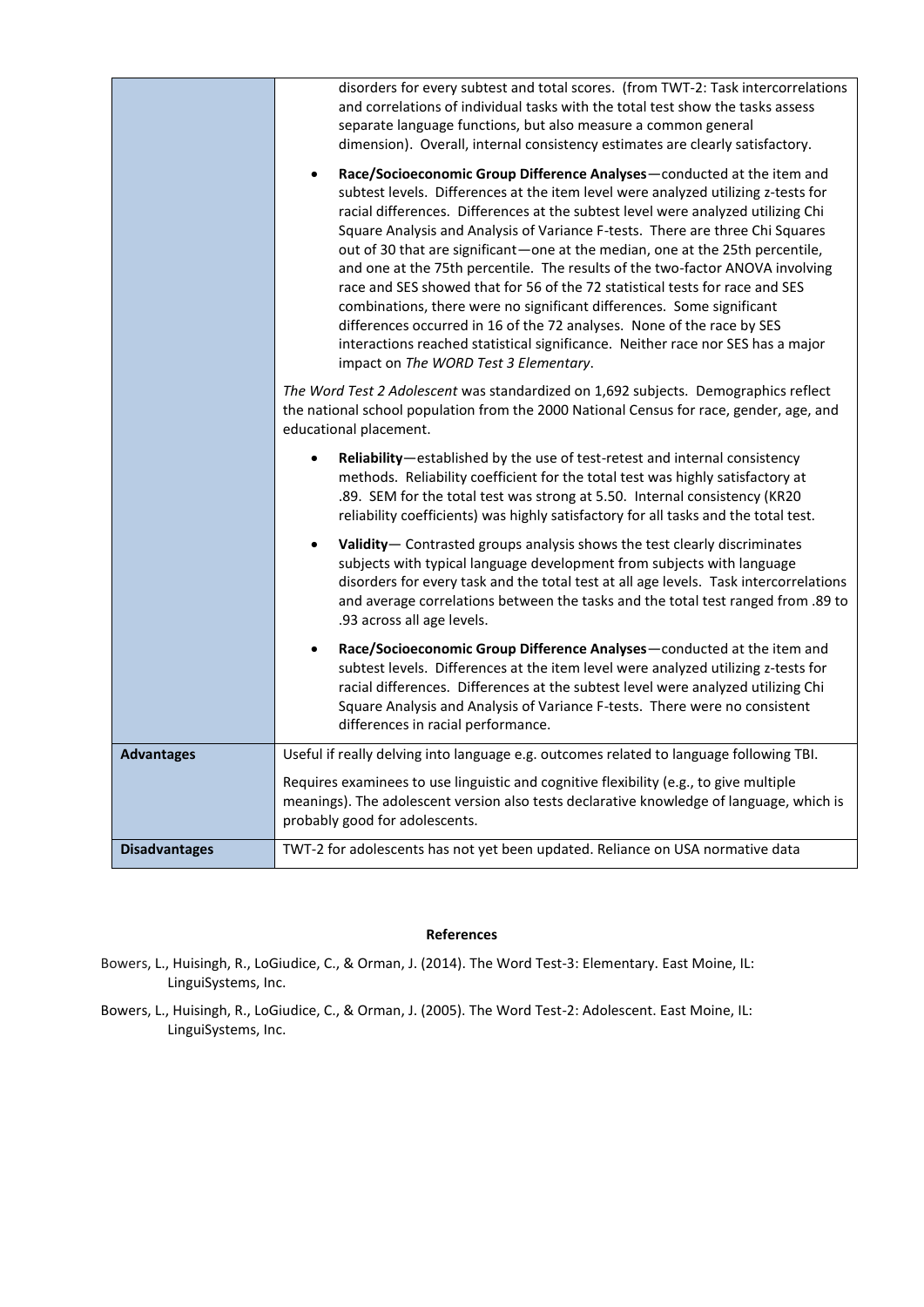| | |
|---|---|
| | disorders for every subtest and total scores. (from TWT-2: Task intercorrelations and correlations of individual tasks with the total test show the tasks assess separate language functions, but also measure a common general dimension). Overall, internal consistency estimates are clearly satisfactory.<br><br>• **Race/Socioeconomic Group Difference Analyses**—conducted at the item and subtest levels. Differences at the item level were analyzed utilizing z-tests for racial differences. Differences at the subtest level were analyzed utilizing Chi Square Analysis and Analysis of Variance F-tests. There are three Chi Squares out of 30 that are significant—one at the median, one at the 25th percentile, and one at the 75th percentile. The results of the two-factor ANOVA involving race and SES showed that for 56 of the 72 statistical tests for race and SES combinations, there were no significant differences. Some significant differences occurred in 16 of the 72 analyses. None of the race by SES interactions reached statistical significance. Neither race nor SES has a major impact on *The WORD Test 3 Elementary*.<br><br>*The Word Test 2 Adolescent* was standardized on 1,692 subjects. Demographics reflect the national school population from the 2000 National Census for race, gender, age, and educational placement.<br><br>• **Reliability**—established by the use of test-retest and internal consistency methods. Reliability coefficient for the total test was highly satisfactory at .89. SEM for the total test was strong at 5.50. Internal consistency (KR20 reliability coefficients) was highly satisfactory for all tasks and the total test.<br><br>• **Validity**— Contrasted groups analysis shows the test clearly discriminates subjects with typical language development from subjects with language disorders for every task and the total test at all age levels. Task intercorrelations and average correlations between the tasks and the total test ranged from .89 to .93 across all age levels.<br><br>• **Race/Socioeconomic Group Difference Analyses**—conducted at the item and subtest levels. Differences at the item level were analyzed utilizing z-tests for racial differences. Differences at the subtest level were analyzed utilizing Chi Square Analysis and Analysis of Variance F-tests. There were no consistent differences in racial performance. |
| **Advantages** | Useful if really delving into language e.g. outcomes related to language following TBI.<br><br>Requires examinees to use linguistic and cognitive flexibility (e.g., to give multiple meanings). The adolescent version also tests declarative knowledge of language, which is probably good for adolescents. |
| **Disadvantages** | TWT-2 for adolescents has not yet been updated. Reliance on USA normative data |

**References**

Bowers, L., Huisingh, R., LoGiudice, C., & Orman, J. (2014). The Word Test-3: Elementary. East Moine, IL: LinguiSystems, Inc.

Bowers, L., Huisingh, R., LoGiudice, C., & Orman, J. (2005). The Word Test-2: Adolescent. East Moine, IL: LinguiSystems, Inc.